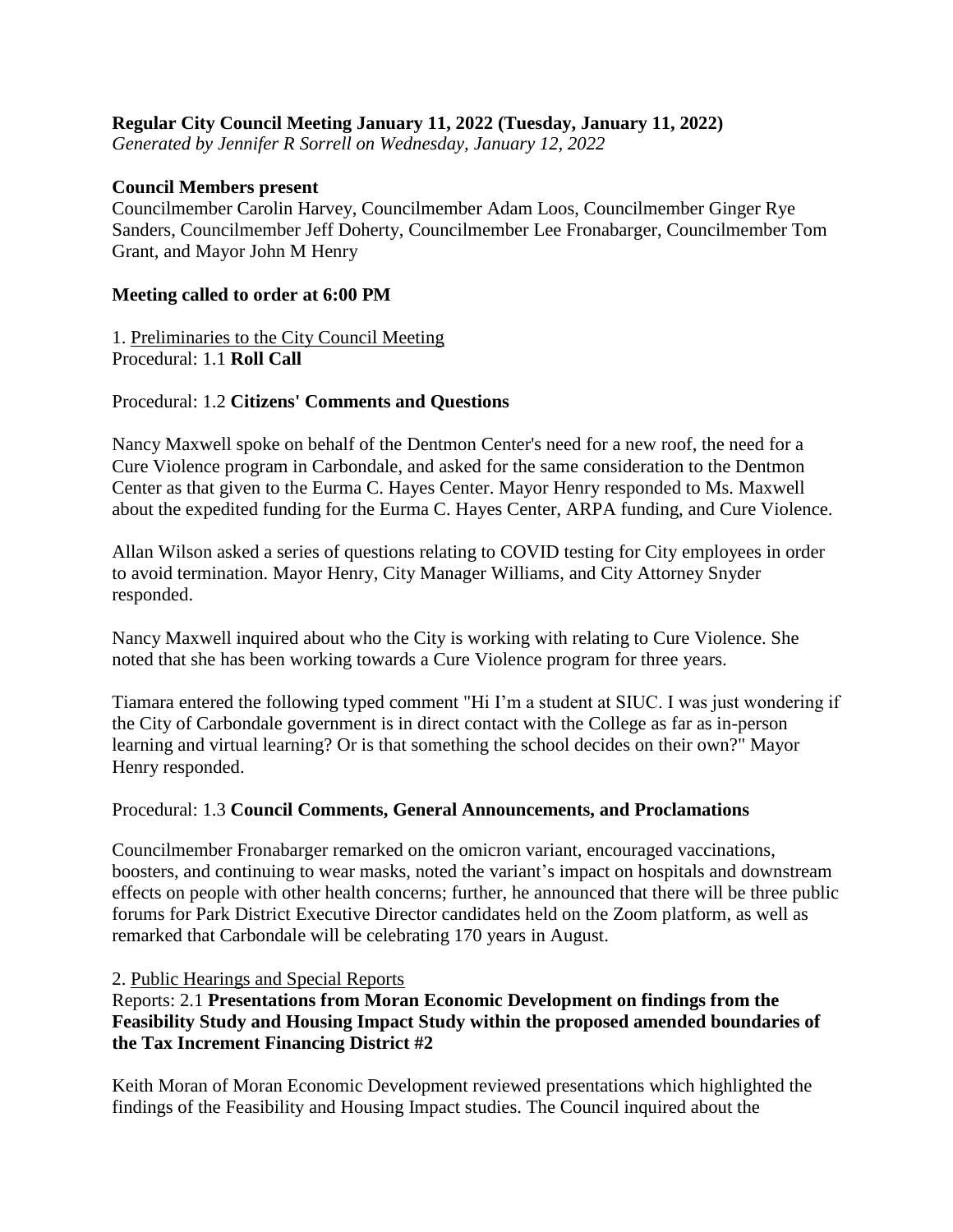**Regular City Council Meeting January 11, 2022 (Tuesday, January 11, 2022)**
*Generated by Jennifer R Sorrell on Wednesday, January 12, 2022*

**Council Members present**
Councilmember Carolin Harvey, Councilmember Adam Loos, Councilmember Ginger Rye Sanders, Councilmember Jeff Doherty, Councilmember Lee Fronabarger, Councilmember Tom Grant, and Mayor John M Henry

**Meeting called to order at 6:00 PM**

1. Preliminaries to the City Council Meeting
Procedural: 1.1 **Roll Call**

Procedural: 1.2 **Citizens' Comments and Questions**

Nancy Maxwell spoke on behalf of the Dentmon Center's need for a new roof, the need for a Cure Violence program in Carbondale, and asked for the same consideration to the Dentmon Center as that given to the Eurma C. Hayes Center. Mayor Henry responded to Ms. Maxwell about the expedited funding for the Eurma C. Hayes Center, ARPA funding, and Cure Violence.

Allan Wilson asked a series of questions relating to COVID testing for City employees in order to avoid termination. Mayor Henry, City Manager Williams, and City Attorney Snyder responded.

Nancy Maxwell inquired about who the City is working with relating to Cure Violence. She noted that she has been working towards a Cure Violence program for three years.

Tiamara entered the following typed comment "Hi I'm a student at SIUC. I was just wondering if the City of Carbondale government is in direct contact with the College as far as in-person learning and virtual learning? Or is that something the school decides on their own?" Mayor Henry responded.

Procedural: 1.3 **Council Comments, General Announcements, and Proclamations**

Councilmember Fronabarger remarked on the omicron variant, encouraged vaccinations, boosters, and continuing to wear masks, noted the variant's impact on hospitals and downstream effects on people with other health concerns; further, he announced that there will be three public forums for Park District Executive Director candidates held on the Zoom platform, as well as remarked that Carbondale will be celebrating 170 years in August.

2. Public Hearings and Special Reports
Reports: 2.1 **Presentations from Moran Economic Development on findings from the Feasibility Study and Housing Impact Study within the proposed amended boundaries of the Tax Increment Financing District #2**

Keith Moran of Moran Economic Development reviewed presentations which highlighted the findings of the Feasibility and Housing Impact studies. The Council inquired about the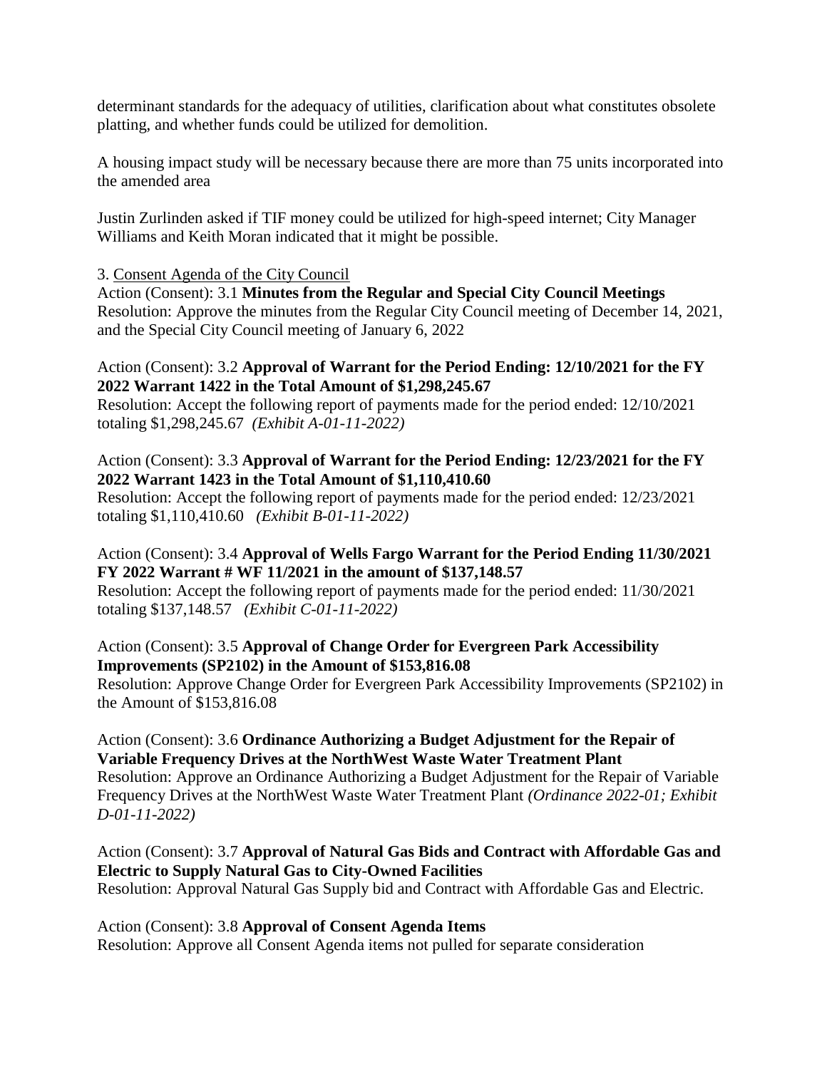determinant standards for the adequacy of utilities, clarification about what constitutes obsolete platting, and whether funds could be utilized for demolition.

A housing impact study will be necessary because there are more than 75 units incorporated into the amended area

Justin Zurlinden asked if TIF money could be utilized for high-speed internet; City Manager Williams and Keith Moran indicated that it might be possible.

3. Consent Agenda of the City Council

Action (Consent): 3.1 **Minutes from the Regular and Special City Council Meetings**
Resolution: Approve the minutes from the Regular City Council meeting of December 14, 2021, and the Special City Council meeting of January 6, 2022

Action (Consent): 3.2 **Approval of Warrant for the Period Ending: 12/10/2021 for the FY 2022 Warrant 1422 in the Total Amount of $1,298,245.67**
Resolution: Accept the following report of payments made for the period ended: 12/10/2021 totaling $1,298,245.67 *(Exhibit A-01-11-2022)*

Action (Consent): 3.3 **Approval of Warrant for the Period Ending: 12/23/2021 for the FY 2022 Warrant 1423 in the Total Amount of $1,110,410.60**
Resolution: Accept the following report of payments made for the period ended: 12/23/2021 totaling $1,110,410.60 *(Exhibit B-01-11-2022)*

Action (Consent): 3.4 **Approval of Wells Fargo Warrant for the Period Ending 11/30/2021 FY 2022 Warrant # WF 11/2021 in the amount of $137,148.57**
Resolution: Accept the following report of payments made for the period ended: 11/30/2021 totaling $137,148.57 *(Exhibit C-01-11-2022)*

Action (Consent): 3.5 **Approval of Change Order for Evergreen Park Accessibility Improvements (SP2102) in the Amount of $153,816.08**
Resolution: Approve Change Order for Evergreen Park Accessibility Improvements (SP2102) in the Amount of $153,816.08

Action (Consent): 3.6 **Ordinance Authorizing a Budget Adjustment for the Repair of Variable Frequency Drives at the NorthWest Waste Water Treatment Plant**
Resolution: Approve an Ordinance Authorizing a Budget Adjustment for the Repair of Variable Frequency Drives at the NorthWest Waste Water Treatment Plant *(Ordinance 2022-01; Exhibit D-01-11-2022)*

Action (Consent): 3.7 **Approval of Natural Gas Bids and Contract with Affordable Gas and Electric to Supply Natural Gas to City-Owned Facilities**
Resolution: Approval Natural Gas Supply bid and Contract with Affordable Gas and Electric.

Action (Consent): 3.8 **Approval of Consent Agenda Items**
Resolution: Approve all Consent Agenda items not pulled for separate consideration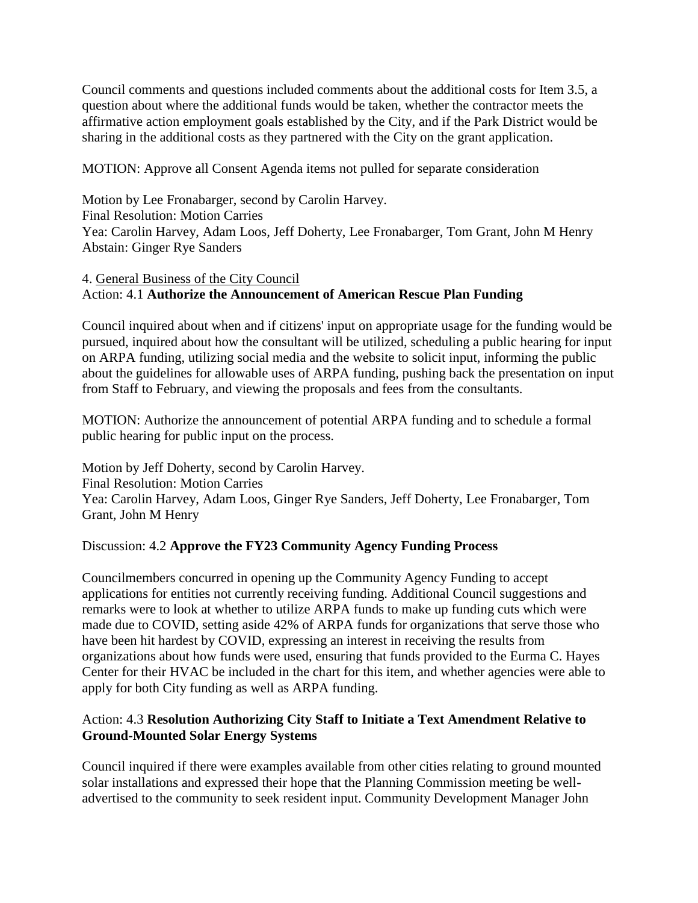Council comments and questions included comments about the additional costs for Item 3.5, a question about where the additional funds would be taken, whether the contractor meets the affirmative action employment goals established by the City, and if the Park District would be sharing in the additional costs as they partnered with the City on the grant application.

MOTION: Approve all Consent Agenda items not pulled for separate consideration

Motion by Lee Fronabarger, second by Carolin Harvey.
Final Resolution: Motion Carries
Yea: Carolin Harvey, Adam Loos, Jeff Doherty, Lee Fronabarger, Tom Grant, John M Henry
Abstain: Ginger Rye Sanders

4. General Business of the City Council
Action: 4.1 **Authorize the Announcement of American Rescue Plan Funding**

Council inquired about when and if citizens' input on appropriate usage for the funding would be pursued, inquired about how the consultant will be utilized, scheduling a public hearing for input on ARPA funding, utilizing social media and the website to solicit input, informing the public about the guidelines for allowable uses of ARPA funding, pushing back the presentation on input from Staff to February, and viewing the proposals and fees from the consultants.

MOTION: Authorize the announcement of potential ARPA funding and to schedule a formal public hearing for public input on the process.

Motion by Jeff Doherty, second by Carolin Harvey.
Final Resolution: Motion Carries
Yea: Carolin Harvey, Adam Loos, Ginger Rye Sanders, Jeff Doherty, Lee Fronabarger, Tom Grant, John M Henry

Discussion: 4.2 **Approve the FY23 Community Agency Funding Process**

Councilmembers concurred in opening up the Community Agency Funding to accept applications for entities not currently receiving funding. Additional Council suggestions and remarks were to look at whether to utilize ARPA funds to make up funding cuts which were made due to COVID, setting aside 42% of ARPA funds for organizations that serve those who have been hit hardest by COVID, expressing an interest in receiving the results from organizations about how funds were used, ensuring that funds provided to the Eurma C. Hayes Center for their HVAC be included in the chart for this item, and whether agencies were able to apply for both City funding as well as ARPA funding.

Action: 4.3 **Resolution Authorizing City Staff to Initiate a Text Amendment Relative to Ground-Mounted Solar Energy Systems**

Council inquired if there were examples available from other cities relating to ground mounted solar installations and expressed their hope that the Planning Commission meeting be well-advertised to the community to seek resident input. Community Development Manager John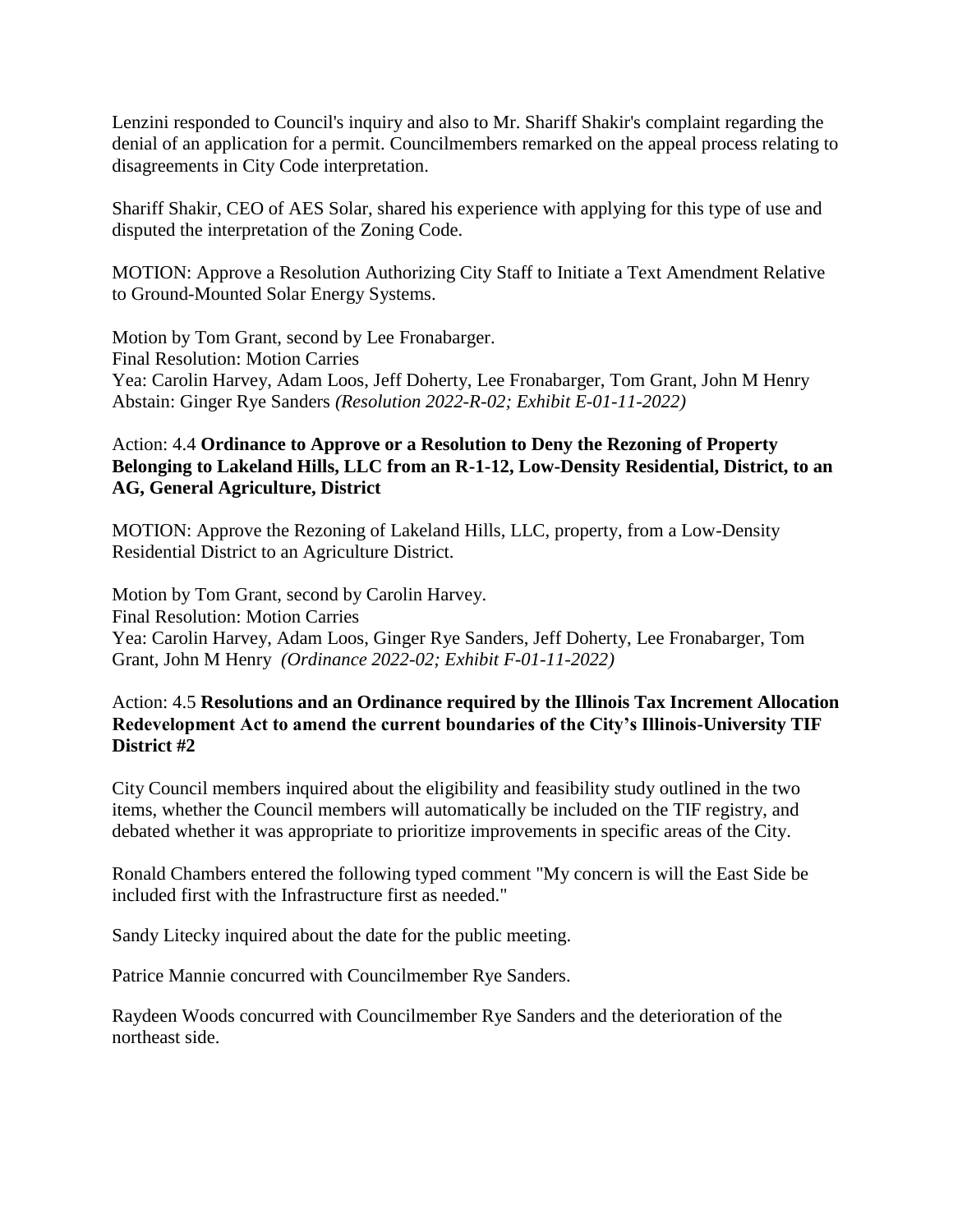Lenzini responded to Council's inquiry and also to Mr. Shariff Shakir's complaint regarding the denial of an application for a permit. Councilmembers remarked on the appeal process relating to disagreements in City Code interpretation.

Shariff Shakir, CEO of AES Solar, shared his experience with applying for this type of use and disputed the interpretation of the Zoning Code.

MOTION: Approve a Resolution Authorizing City Staff to Initiate a Text Amendment Relative to Ground-Mounted Solar Energy Systems.

Motion by Tom Grant, second by Lee Fronabarger.
Final Resolution: Motion Carries
Yea: Carolin Harvey, Adam Loos, Jeff Doherty, Lee Fronabarger, Tom Grant, John M Henry
Abstain: Ginger Rye Sanders *(Resolution 2022-R-02; Exhibit E-01-11-2022)*

Action: 4.4 **Ordinance to Approve or a Resolution to Deny the Rezoning of Property Belonging to Lakeland Hills, LLC from an R-1-12, Low-Density Residential, District, to an AG, General Agriculture, District**

MOTION: Approve the Rezoning of Lakeland Hills, LLC, property, from a Low-Density Residential District to an Agriculture District.

Motion by Tom Grant, second by Carolin Harvey.
Final Resolution: Motion Carries
Yea: Carolin Harvey, Adam Loos, Ginger Rye Sanders, Jeff Doherty, Lee Fronabarger, Tom Grant, John M Henry *(Ordinance 2022-02; Exhibit F-01-11-2022)*

Action: 4.5 **Resolutions and an Ordinance required by the Illinois Tax Increment Allocation Redevelopment Act to amend the current boundaries of the City's Illinois-University TIF District #2**

City Council members inquired about the eligibility and feasibility study outlined in the two items, whether the Council members will automatically be included on the TIF registry, and debated whether it was appropriate to prioritize improvements in specific areas of the City.

Ronald Chambers entered the following typed comment "My concern is will the East Side be included first with the Infrastructure first as needed."

Sandy Litecky inquired about the date for the public meeting.

Patrice Mannie concurred with Councilmember Rye Sanders.

Raydeen Woods concurred with Councilmember Rye Sanders and the deterioration of the northeast side.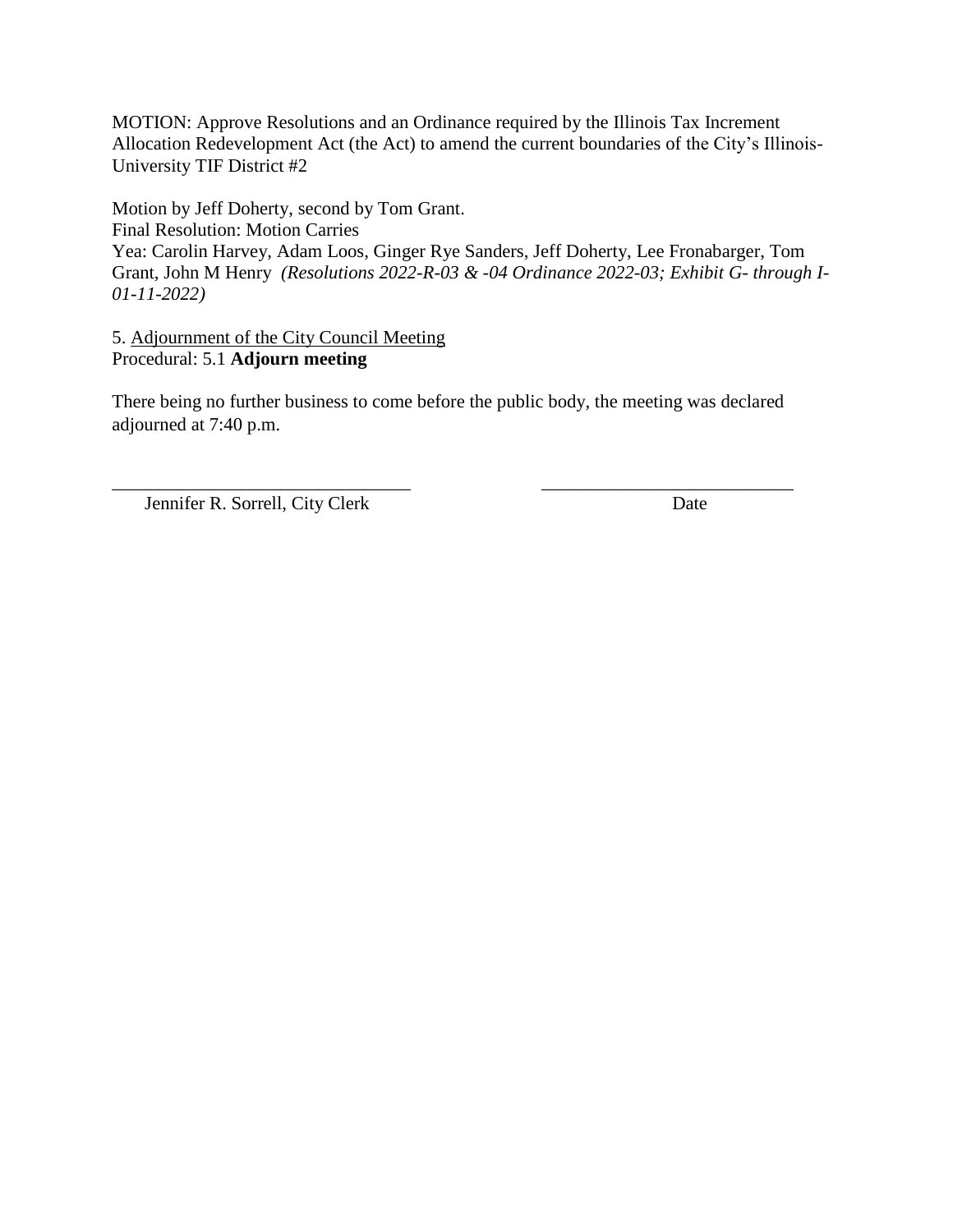MOTION: Approve Resolutions and an Ordinance required by the Illinois Tax Increment Allocation Redevelopment Act (the Act) to amend the current boundaries of the City's Illinois-University TIF District #2

Motion by Jeff Doherty, second by Tom Grant.
Final Resolution: Motion Carries
Yea: Carolin Harvey, Adam Loos, Ginger Rye Sanders, Jeff Doherty, Lee Fronabarger, Tom Grant, John M Henry *(Resolutions 2022-R-03 & -04 Ordinance 2022-03; Exhibit G- through I-01-11-2022)*

5. Adjournment of the City Council Meeting
Procedural: 5.1 **Adjourn meeting**

There being no further business to come before the public body, the meeting was declared adjourned at 7:40 p.m.

\_\_\_\_\_\_\_\_\_\_\_\_\_\_\_\_\_\_\_\_\_\_\_\_\_\_\_\_\_\_\_\_ \_\_\_\_\_\_\_\_\_\_\_\_\_\_\_\_\_\_\_\_\_\_\_\_\_\_\_

Jennifer R. Sorrell, City Clerk Date